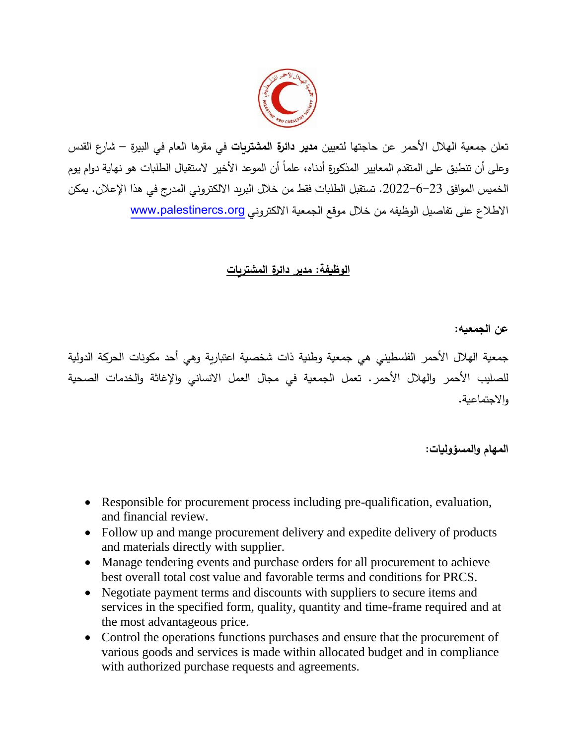تعلن جمعية الهلال الأحمر عن حاجتها لتعيين **مدير دائرة المشتريات** في مقرها العام في البيرة – شارع القدس وعلى أن تنطبق على المتقدم المعايير المذكورة أدناه، علماً أن الموعد الأخير لاستقبال الطلبات هو نهاية دوام يوم الخميس الموافق 23-6-2022. تستقبل الطلبات فقط من خلال البريد الالكتروني المدرج في هذا الإعلان. يمكن الاطلاع على تفاصيل الوظيفه من خلال موقع الجمعية الالكتروني www.palestinercs.org

## الوظيفة: مدير دائرة المشتريات

### عن الجمعيه:

جمعية الهلال الأحمر الفلسطيني هي جمعية وطنية ذات شخصية اعتبارية وهي أحد مكونات الحركة الدولية للصليب الأحمر والهلال الأحمر. تعمل الجمعية في مجال العمل الانساني والإغاثة والخدمات الصحية والاجتماعية.

### المهام والمسؤوليات:

- Responsible for procurement process including pre-qualification, evaluation, and financial review.
- Follow up and mange procurement delivery and expedite delivery of products and materials directly with supplier.
- Manage tendering events and purchase orders for all procurement to achieve best overall total cost value and favorable terms and conditions for PRCS.
- Negotiate payment terms and discounts with suppliers to secure items and services in the specified form, quality, quantity and time-frame required and at the most advantageous price.
- Control the operations functions purchases and ensure that the procurement of various goods and services is made within allocated budget and in compliance with authorized purchase requests and agreements.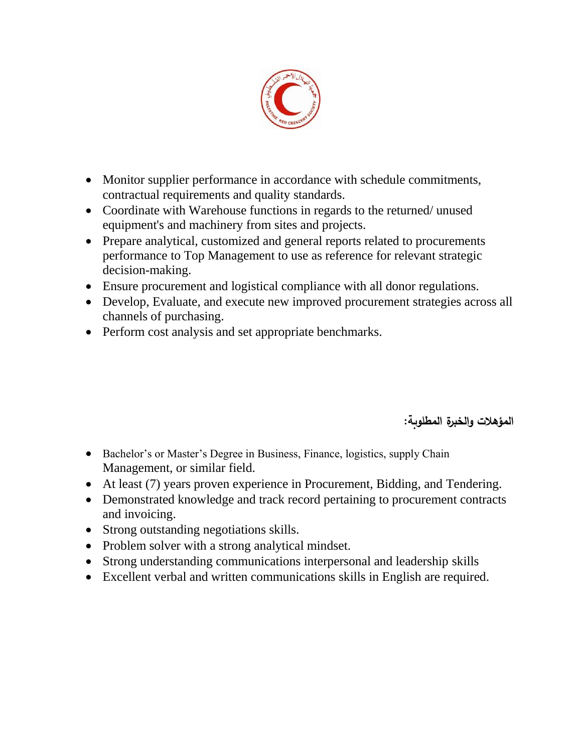- Monitor supplier performance in accordance with schedule commitments, contractual requirements and quality standards.
- Coordinate with Warehouse functions in regards to the returned/ unused equipment's and machinery from sites and projects.
- Prepare analytical, customized and general reports related to procurements performance to Top Management to use as reference for relevant strategic decision-making.
- Ensure procurement and logistical compliance with all donor regulations.
- Develop, Evaluate, and execute new improved procurement strategies across all channels of purchasing.
- Perform cost analysis and set appropriate benchmarks.

**المؤهلات والخبرة المطلوبة:**

- Bachelor's or Master's Degree in Business, Finance, logistics, supply Chain Management, or similar field.
- At least (7) years proven experience in Procurement, Bidding, and Tendering.
- Demonstrated knowledge and track record pertaining to procurement contracts and invoicing.
- Strong outstanding negotiations skills.
- Problem solver with a strong analytical mindset.
- Strong understanding communications interpersonal and leadership skills
- Excellent verbal and written communications skills in English are required.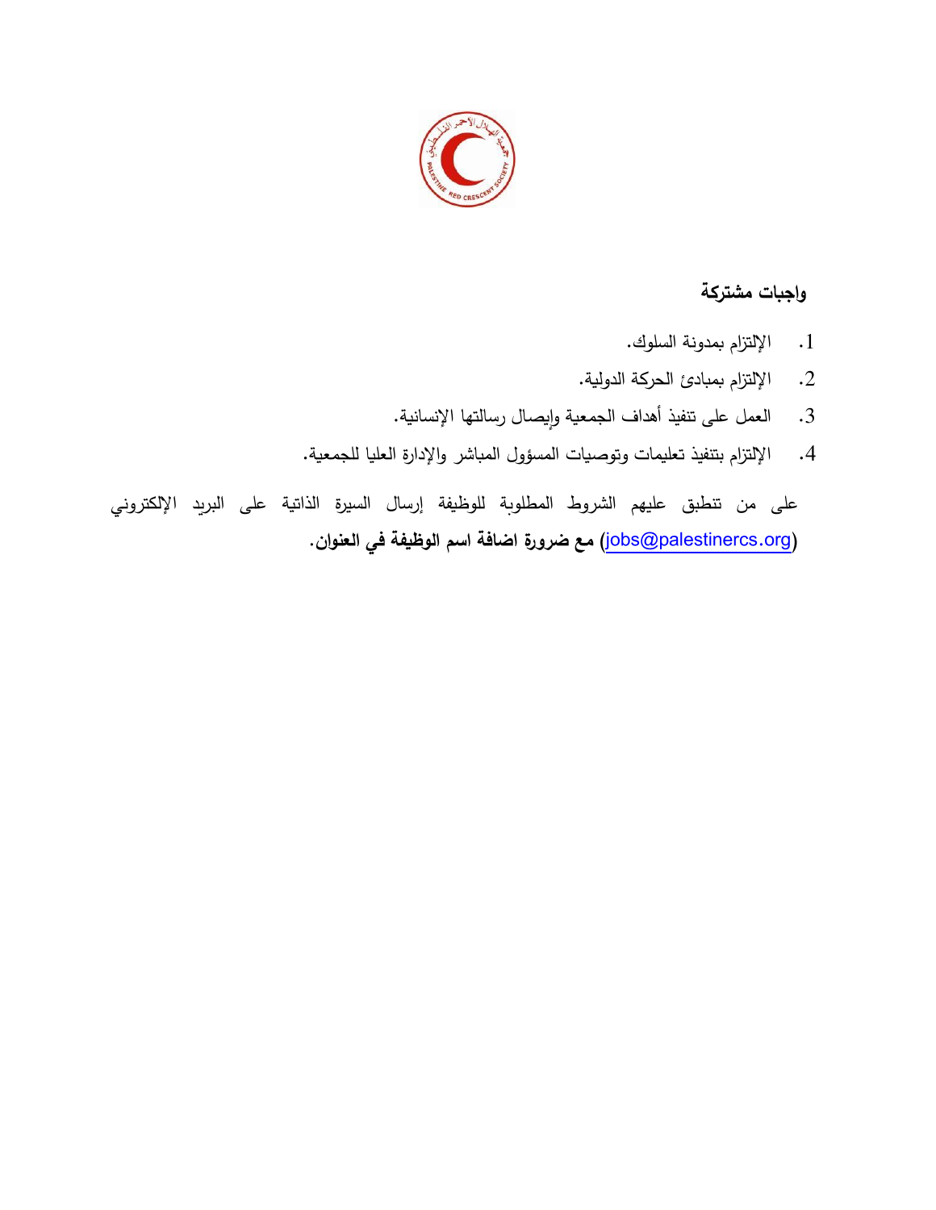**واجبات مشتركة**

1. الإلتزام بمدونة السلوك.
2. الإلتزام بمبادئ الحركة الدولية.
3. العمل على تنفيذ أهداف الجمعية وإيصال رسالتها الإنسانية.
4. الإلتزام بتنفيذ تعليمات وتوصيات المسؤول المباشر والإدارة العليا للجمعية.

على من تنطبق عليهم الشروط المطلوبة للوظيفة إرسال السيرة الذاتية على البريد الإلكتروني (jobs@palestinercs.org) **مع ضرورة اضافة اسم الوظيفة في العنوان.**